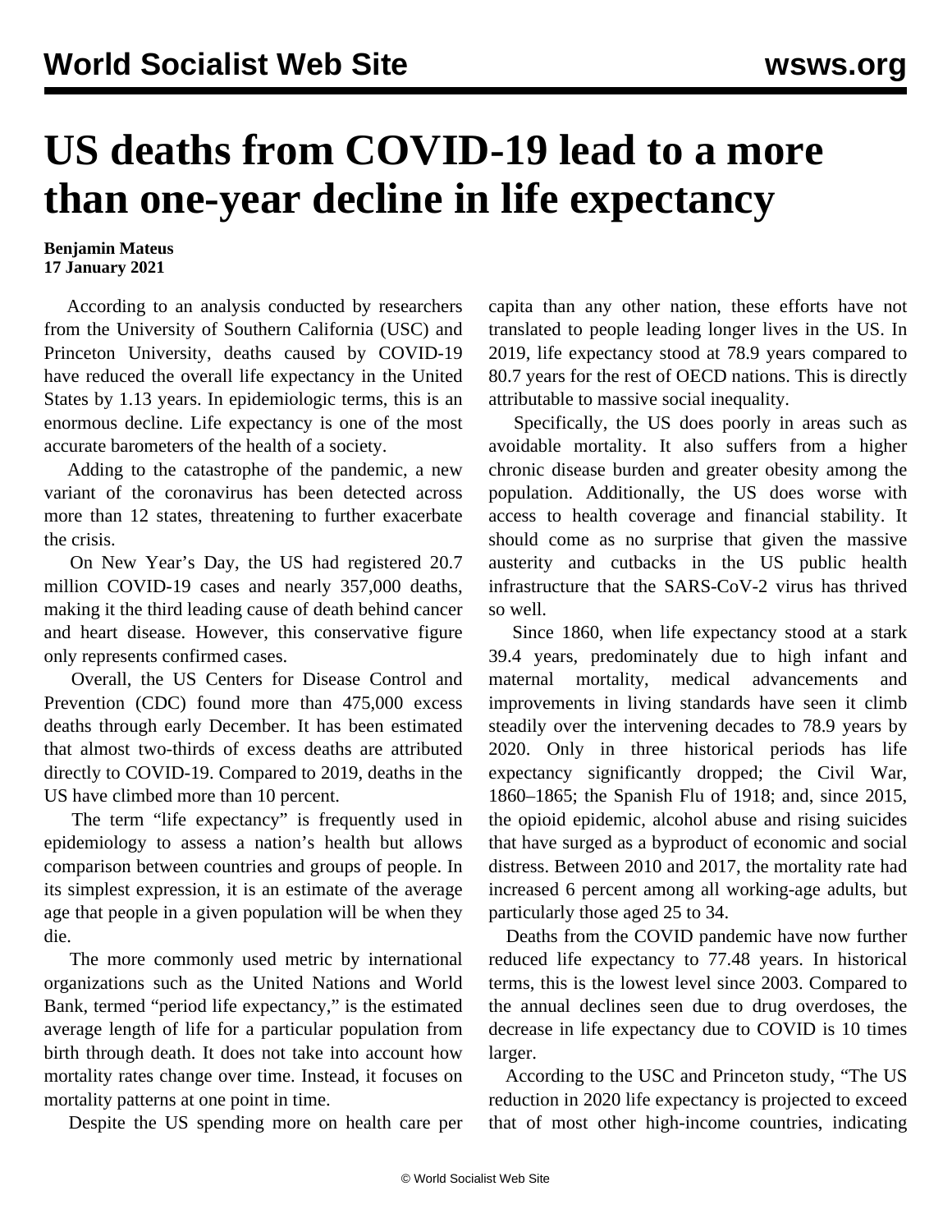# US deaths from COVID-19 lead to a more than one-year decline in life expectancy

**Benjamin Mateus**
**17 January 2021**

According to an analysis conducted by researchers from the University of Southern California (USC) and Princeton University, deaths caused by COVID-19 have reduced the overall life expectancy in the United States by 1.13 years. In epidemiologic terms, this is an enormous decline. Life expectancy is one of the most accurate barometers of the health of a society.

Adding to the catastrophe of the pandemic, a new variant of the coronavirus has been detected across more than 12 states, threatening to further exacerbate the crisis.

On New Year's Day, the US had registered 20.7 million COVID-19 cases and nearly 357,000 deaths, making it the third leading cause of death behind cancer and heart disease. However, this conservative figure only represents confirmed cases.

Overall, the US Centers for Disease Control and Prevention (CDC) found more than 475,000 excess deaths through early December. It has been estimated that almost two-thirds of excess deaths are attributed directly to COVID-19. Compared to 2019, deaths in the US have climbed more than 10 percent.

The term "life expectancy" is frequently used in epidemiology to assess a nation's health but allows comparison between countries and groups of people. In its simplest expression, it is an estimate of the average age that people in a given population will be when they die.

The more commonly used metric by international organizations such as the United Nations and World Bank, termed "period life expectancy," is the estimated average length of life for a particular population from birth through death. It does not take into account how mortality rates change over time. Instead, it focuses on mortality patterns at one point in time.

Despite the US spending more on health care per capita than any other nation, these efforts have not translated to people leading longer lives in the US. In 2019, life expectancy stood at 78.9 years compared to 80.7 years for the rest of OECD nations. This is directly attributable to massive social inequality.

Specifically, the US does poorly in areas such as avoidable mortality. It also suffers from a higher chronic disease burden and greater obesity among the population. Additionally, the US does worse with access to health coverage and financial stability. It should come as no surprise that given the massive austerity and cutbacks in the US public health infrastructure that the SARS-CoV-2 virus has thrived so well.

Since 1860, when life expectancy stood at a stark 39.4 years, predominately due to high infant and maternal mortality, medical advancements and improvements in living standards have seen it climb steadily over the intervening decades to 78.9 years by 2020. Only in three historical periods has life expectancy significantly dropped; the Civil War, 1860–1865; the Spanish Flu of 1918; and, since 2015, the opioid epidemic, alcohol abuse and rising suicides that have surged as a byproduct of economic and social distress. Between 2010 and 2017, the mortality rate had increased 6 percent among all working-age adults, but particularly those aged 25 to 34.

Deaths from the COVID pandemic have now further reduced life expectancy to 77.48 years. In historical terms, this is the lowest level since 2003. Compared to the annual declines seen due to drug overdoses, the decrease in life expectancy due to COVID is 10 times larger.

According to the USC and Princeton study, "The US reduction in 2020 life expectancy is projected to exceed that of most other high-income countries, indicating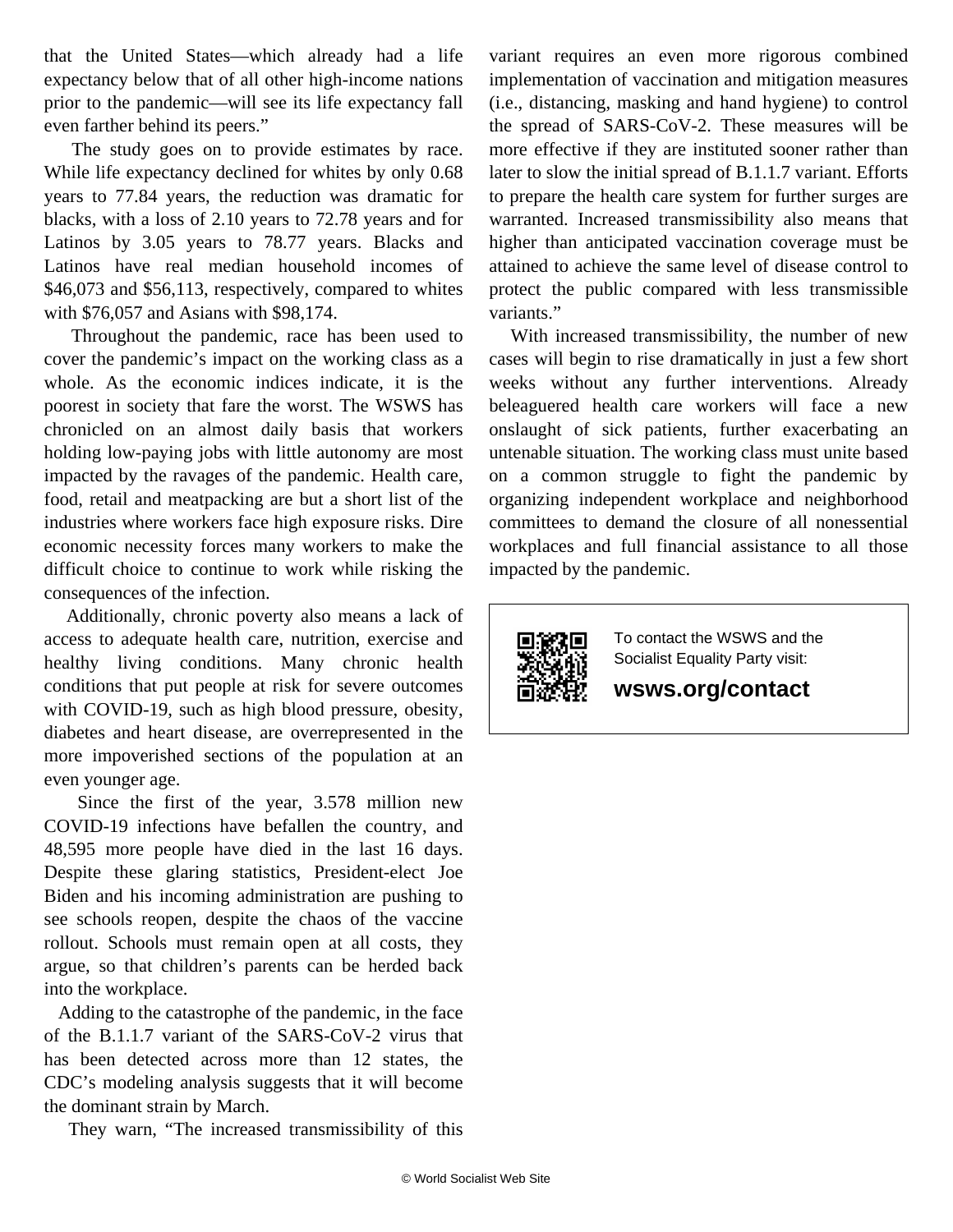that the United States—which already had a life expectancy below that of all other high-income nations prior to the pandemic—will see its life expectancy fall even farther behind its peers."

The study goes on to provide estimates by race. While life expectancy declined for whites by only 0.68 years to 77.84 years, the reduction was dramatic for blacks, with a loss of 2.10 years to 72.78 years and for Latinos by 3.05 years to 78.77 years. Blacks and Latinos have real median household incomes of $46,073 and $56,113, respectively, compared to whites with $76,057 and Asians with $98,174.

Throughout the pandemic, race has been used to cover the pandemic's impact on the working class as a whole. As the economic indices indicate, it is the poorest in society that fare the worst. The WSWS has chronicled on an almost daily basis that workers holding low-paying jobs with little autonomy are most impacted by the ravages of the pandemic. Health care, food, retail and meatpacking are but a short list of the industries where workers face high exposure risks. Dire economic necessity forces many workers to make the difficult choice to continue to work while risking the consequences of the infection.

Additionally, chronic poverty also means a lack of access to adequate health care, nutrition, exercise and healthy living conditions. Many chronic health conditions that put people at risk for severe outcomes with COVID-19, such as high blood pressure, obesity, diabetes and heart disease, are overrepresented in the more impoverished sections of the population at an even younger age.

Since the first of the year, 3.578 million new COVID-19 infections have befallen the country, and 48,595 more people have died in the last 16 days. Despite these glaring statistics, President-elect Joe Biden and his incoming administration are pushing to see schools reopen, despite the chaos of the vaccine rollout. Schools must remain open at all costs, they argue, so that children's parents can be herded back into the workplace.

Adding to the catastrophe of the pandemic, in the face of the B.1.1.7 variant of the SARS-CoV-2 virus that has been detected across more than 12 states, the CDC's modeling analysis suggests that it will become the dominant strain by March.

They warn, "The increased transmissibility of this variant requires an even more rigorous combined implementation of vaccination and mitigation measures (i.e., distancing, masking and hand hygiene) to control the spread of SARS-CoV-2. These measures will be more effective if they are instituted sooner rather than later to slow the initial spread of B.1.1.7 variant. Efforts to prepare the health care system for further surges are warranted. Increased transmissibility also means that higher than anticipated vaccination coverage must be attained to achieve the same level of disease control to protect the public compared with less transmissible variants."

With increased transmissibility, the number of new cases will begin to rise dramatically in just a few short weeks without any further interventions. Already beleaguered health care workers will face a new onslaught of sick patients, further exacerbating an untenable situation. The working class must unite based on a common struggle to fight the pandemic by organizing independent workplace and neighborhood committees to demand the closure of all nonessential workplaces and full financial assistance to all those impacted by the pandemic.

To contact the WSWS and the Socialist Equality Party visit:

**wsws.org/contact**